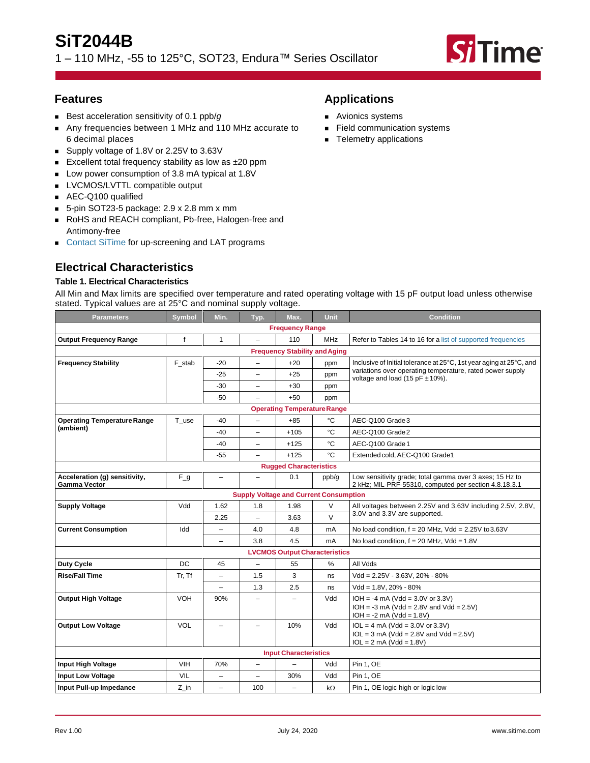# SiT2044B

1 – 110 MHz, -55 to 125°C, SOT23, Endura™ Series Oscillator

## Features

- Best acceleration sensitivity of 0.1 ppb/*g*
- Any frequencies between 1 MHz and 110 MHz accurate to 6 decimal places
- Supply voltage of 1.8V or 2.25V to 3.63V
- Excellent total frequency stability as low as ±20 ppm
- Low power consumption of 3.8 mA typical at 1.8V
- LVCMOS/LVTTL compatible output
- AEC-Q100 qualified
- 5-pin SOT23-5 package: 2.9 x 2.8 mm x mm
- RoHS and REACH compliant, Pb-free, Halogen-free and Antimony-free
- Contact SiTime for up-screening and LAT programs

## Applications

- Avionics systems
- Field communication systems
- Telemetry applications

## Electrical Characteristics

### Table 1. Electrical Characteristics

All Min and Max limits are specified over temperature and rated operating voltage with 15 pF output load unless otherwise stated. Typical values are at 25°C and nominal supply voltage.

| Parameters | Symbol | Min. | Typ. | Max. | Unit | Condition |
|---|---|---|---|---|---|---|
| **Frequency Range** | | | | | | |
| **Output Frequency Range** | f | 1 | – | 110 | MHz | Refer to Tables 14 to 16 for a list of supported frequencies |
| **Frequency Stability and Aging** | | | | | | |
| **Frequency Stability** | F_stab | -20 | – | +20 | ppm | Inclusive of Initial tolerance at 25°C, 1st year aging at 25°C, and variations over operating temperature, rated power supply voltage and load (15 pF ± 10%). |
| | | -25 | – | +25 | ppm | |
| | | -30 | – | +30 | ppm | |
| | | -50 | – | +50 | ppm | |
| **Operating Temperature Range** | | | | | | |
| **Operating Temperature Range (ambient)** | T_use | -40 | – | +85 | °C | AEC-Q100 Grade 3 |
| | | -40 | – | +105 | °C | AEC-Q100 Grade 2 |
| | | -40 | – | +125 | °C | AEC-Q100 Grade 1 |
| | | -55 | – | +125 | °C | Extended cold, AEC-Q100 Grade1 |
| **Rugged Characteristics** | | | | | | |
| **Acceleration (g) sensitivity, Gamma Vector** | F_g | – | – | 0.1 | ppb/*g* | Low sensitivity grade; total gamma over 3 axes; 15 Hz to 2 kHz; MIL-PRF-55310, computed per section 4.8.18.3.1 |
| **Supply Voltage and Current Consumption** | | | | | | |
| **Supply Voltage** | Vdd | 1.62 | 1.8 | 1.98 | V | All voltages between 2.25V and 3.63V including 2.5V, 2.8V, 3.0V and 3.3V are supported. |
| | | 2.25 | – | 3.63 | V | |
| **Current Consumption** | Idd | – | 4.0 | 4.8 | mA | No load condition, f = 20 MHz, Vdd = 2.25V to 3.63V |
| | | – | 3.8 | 4.5 | mA | No load condition, f = 20 MHz, Vdd = 1.8V |
| **LVCMOS Output Characteristics** | | | | | | |
| **Duty Cycle** | DC | 45 | – | 55 | % | All Vdds |
| **Rise/Fall Time** | Tr, Tf | – | 1.5 | 3 | ns | Vdd = 2.25V - 3.63V, 20% - 80% |
| | | – | 1.3 | 2.5 | ns | Vdd = 1.8V, 20% - 80% |
| **Output High Voltage** | VOH | 90% | – | – | Vdd | IOH = -4 mA (Vdd = 3.0V or 3.3V)<br>IOH = -3 mA (Vdd = 2.8V and Vdd = 2.5V)<br>IOH = -2 mA (Vdd = 1.8V) |
| **Output Low Voltage** | VOL | – | – | 10% | Vdd | IOL = 4 mA (Vdd = 3.0V or 3.3V)<br>IOL = 3 mA (Vdd = 2.8V and Vdd = 2.5V)<br>IOL = 2 mA (Vdd = 1.8V) |
| **Input Characteristics** | | | | | | |
| **Input High Voltage** | VIH | 70% | – | – | Vdd | Pin 1, OE |
| **Input Low Voltage** | VIL | – | – | 30% | Vdd | Pin 1, OE |
| **Input Pull-up Impedance** | Z_in | – | 100 | – | kΩ | Pin 1, OE logic high or logic low |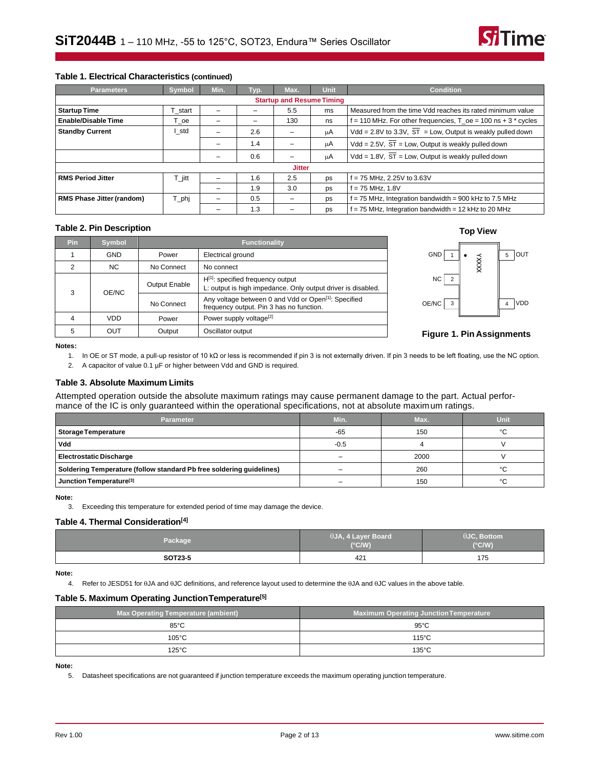### Table 1. Electrical Characteristics (continued)

| Parameters | Symbol | Min. | Typ. | Max. | Unit | Condition |
|---|---|---|---|---|---|---|
| **Startup and Resume Timing** | | | | | | |
| **Startup Time** | T_start | – | – | 5.5 | ms | Measured from the time Vdd reaches its rated minimum value |
| **Enable/Disable Time** | T_oe | – | – | 130 | ns | f = 110 MHz. For other frequencies, T_oe = 100 ns + 3 * cycles |
| **Standby Current** | I_std | – | 2.6 | – | µA | Vdd = 2.8V to 3.3V, $\overline{ST}$ = Low, Output is weakly pulled down |
| | | – | 1.4 | – | µA | Vdd = 2.5V, $\overline{ST}$ = Low, Output is weakly pulled down |
| | | – | 0.6 | – | µA | Vdd = 1.8V, $\overline{ST}$ = Low, Output is weakly pulled down |
| **Jitter** | | | | | | |
| **RMS Period Jitter** | T_jitt | – | 1.6 | 2.5 | ps | f = 75 MHz, 2.25V to 3.63V |
| | | – | 1.9 | 3.0 | ps | f = 75 MHz, 1.8V |
| **RMS Phase Jitter (random)** | T_phj | – | 0.5 | – | ps | f = 75 MHz, Integration bandwidth = 900 kHz to 7.5 MHz |
| | | – | 1.3 | – | ps | f = 75 MHz, Integration bandwidth = 12 kHz to 20 MHz |

### Table 2. Pin Description

| Pin | Symbol | Functionality | |
|---|---|---|---|
| 1 | GND | Power | Electrical ground |
| 2 | NC | No Connect | No connect |
| 3 | OE/NC | Output Enable | H[1]: specified frequency output<br>L: output is high impedance. Only output driver is disabled. |
| | | No Connect | Any voltage between 0 and Vdd or Open[1]: Specified frequency output. Pin 3 has no function. |
| 4 | VDD | Power | Power supply voltage[2] |
| 5 | OUT | Output | Oscillator output |

**Top View**

GND 1 — 5 OUT
NC 2
OE/NC 3 — 4 VDD
YXXXX

**Figure 1. Pin Assignments**

**Notes:**

1. In OE or ST mode, a pull-up resistor of 10 kΩ or less is recommended if pin 3 is not externally driven. If pin 3 needs to be left floating, use the NC option.
2. A capacitor of value 0.1 µF or higher between Vdd and GND is required.

### Table 3. Absolute Maximum Limits

Attempted operation outside the absolute maximum ratings may cause permanent damage to the part. Actual performance of the IC is only guaranteed within the operational specifications, not at absolute maximum ratings.

| Parameter | Min. | Max. | Unit |
|---|---|---|---|
| **Storage Temperature** | -65 | 150 | °C |
| **Vdd** | -0.5 | 4 | V |
| **Electrostatic Discharge** | – | 2000 | V |
| **Soldering Temperature (follow standard Pb free soldering guidelines)** | – | 260 | °C |
| **Junction Temperature[3]** | – | 150 | °C |

**Note:**

3. Exceeding this temperature for extended period of time may damage the device.

### Table 4. Thermal Consideration[4]

| Package | θJA, 4 Layer Board (°C/W) | θJC, Bottom (°C/W) |
|---|---|---|
| **SOT23-5** | 421 | 175 |

**Note:**

4. Refer to JESD51 for θJA and θJC definitions, and reference layout used to determine the θJA and θJC values in the above table.

### Table 5. Maximum Operating Junction Temperature[5]

| Max Operating Temperature (ambient) | Maximum Operating Junction Temperature |
|---|---|
| 85°C | 95°C |
| 105°C | 115°C |
| 125°C | 135°C |

**Note:**

5. Datasheet specifications are not guaranteed if junction temperature exceeds the maximum operating junction temperature.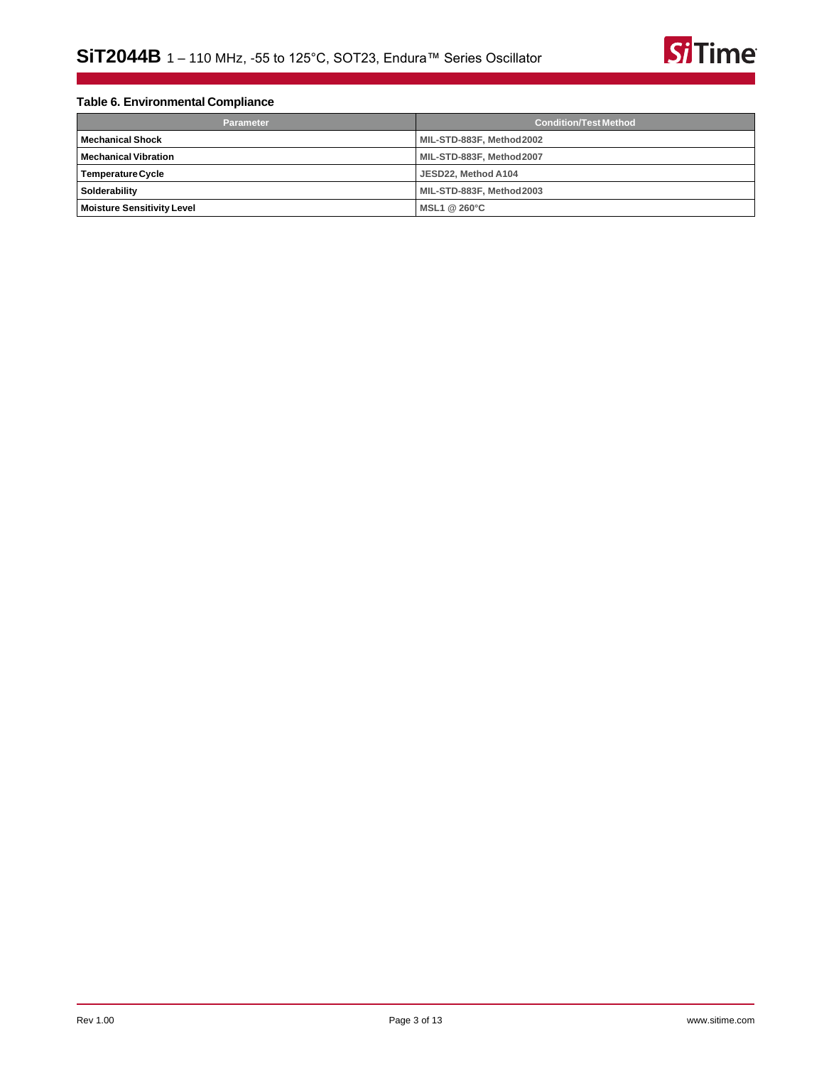**Table 6. Environmental Compliance**

| Parameter | Condition/Test Method |
|---|---|
| **Mechanical Shock** | MIL-STD-883F, Method 2002 |
| **Mechanical Vibration** | MIL-STD-883F, Method 2007 |
| **Temperature Cycle** | JESD22, Method A104 |
| **Solderability** | MIL-STD-883F, Method 2003 |
| **Moisture Sensitivity Level** | MSL1 @ 260°C |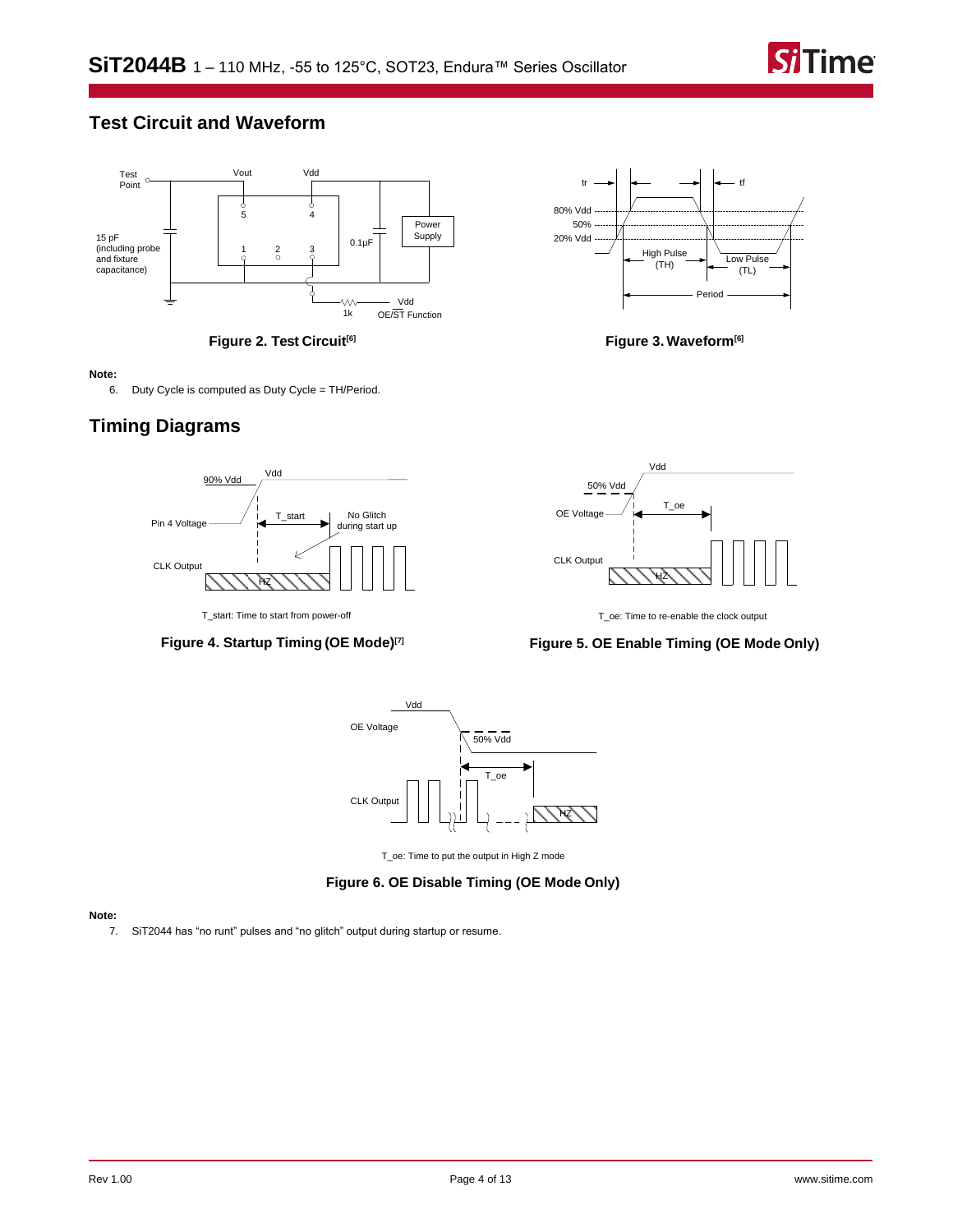## Test Circuit and Waveform

Figure 2. Test Circuit[6]

Figure 3. Waveform[6]

**Note:**

6. Duty Cycle is computed as Duty Cycle = TH/Period.

## Timing Diagrams

T_start: Time to start from power-off

Figure 4. Startup Timing (OE Mode)[7]

T_oe: Time to re-enable the clock output

Figure 5. OE Enable Timing (OE Mode Only)

T_oe: Time to put the output in High Z mode

Figure 6. OE Disable Timing (OE Mode Only)

**Note:**

7. SiT2044 has "no runt" pulses and "no glitch" output during startup or resume.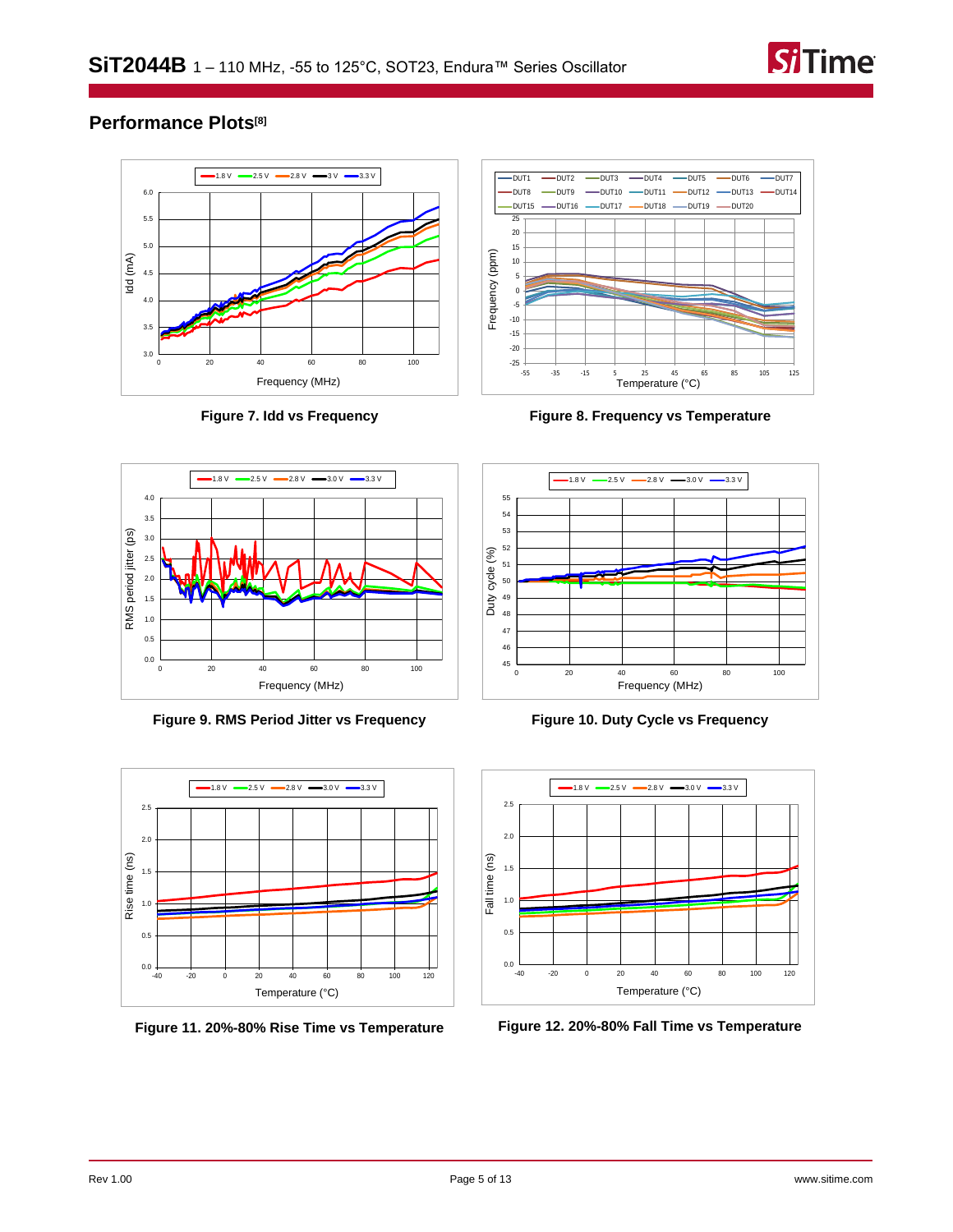## Performance Plots[8]

Figure 7. Idd vs Frequency

Figure 8. Frequency vs Temperature

Figure 9. RMS Period Jitter vs Frequency

Figure 10. Duty Cycle vs Frequency

Figure 11. 20%-80% Rise Time vs Temperature

Figure 12. 20%-80% Fall Time vs Temperature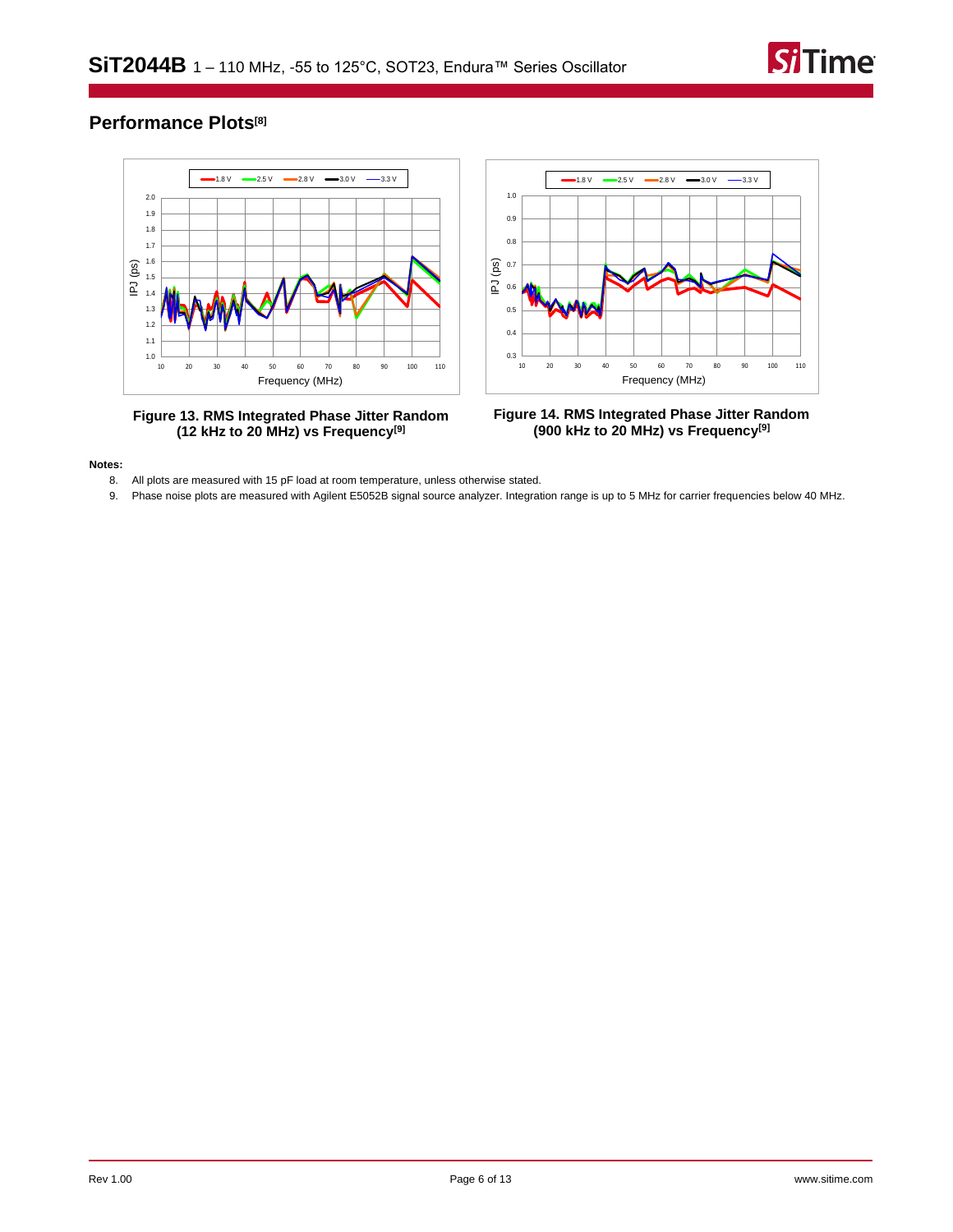## Performance Plots[8]

Figure 13. RMS Integrated Phase Jitter Random (12 kHz to 20 MHz) vs Frequency[9]

Figure 14. RMS Integrated Phase Jitter Random (900 kHz to 20 MHz) vs Frequency[9]

**Notes:**

8. All plots are measured with 15 pF load at room temperature, unless otherwise stated.
9. Phase noise plots are measured with Agilent E5052B signal source analyzer. Integration range is up to 5 MHz for carrier frequencies below 40 MHz.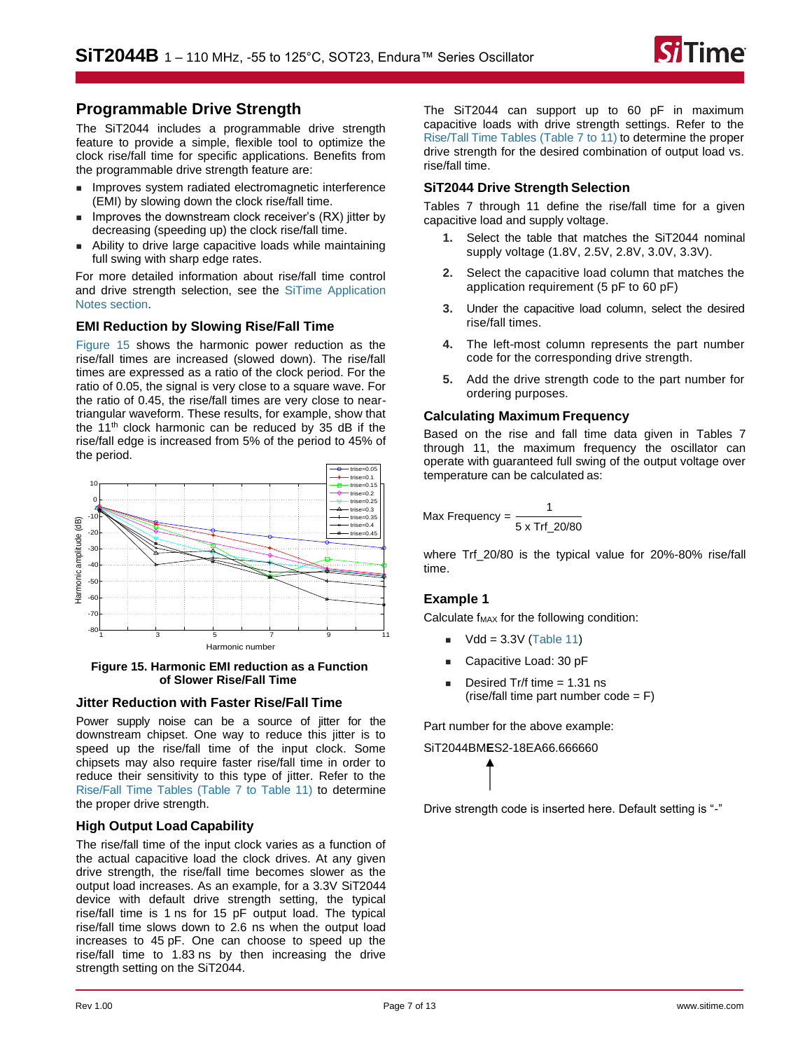## Programmable Drive Strength

The SiT2044 includes a programmable drive strength feature to provide a simple, flexible tool to optimize the clock rise/fall time for specific applications. Benefits from the programmable drive strength feature are:

- Improves system radiated electromagnetic interference (EMI) by slowing down the clock rise/fall time.
- Improves the downstream clock receiver's (RX) jitter by decreasing (speeding up) the clock rise/fall time.
- Ability to drive large capacitive loads while maintaining full swing with sharp edge rates.

For more detailed information about rise/fall time control and drive strength selection, see the SiTime Application Notes section.

### EMI Reduction by Slowing Rise/Fall Time

Figure 15 shows the harmonic power reduction as the rise/fall times are increased (slowed down). The rise/fall times are expressed as a ratio of the clock period. For the ratio of 0.05, the signal is very close to a square wave. For the ratio of 0.45, the rise/fall times are very close to near-triangular waveform. These results, for example, show that the 11th clock harmonic can be reduced by 35 dB if the rise/fall edge is increased from 5% of the period to 45% of the period.

**Figure 15. Harmonic EMI reduction as a Function of Slower Rise/Fall Time**

### Jitter Reduction with Faster Rise/Fall Time

Power supply noise can be a source of jitter for the downstream chipset. One way to reduce this jitter is to speed up the rise/fall time of the input clock. Some chipsets may also require faster rise/fall time in order to reduce their sensitivity to this type of jitter. Refer to the Rise/Fall Time Tables (Table 7 to Table 11) to determine the proper drive strength.

### High Output Load Capability

The rise/fall time of the input clock varies as a function of the actual capacitive load the clock drives. At any given drive strength, the rise/fall time becomes slower as the output load increases. As an example, for a 3.3V SiT2044 device with default drive strength setting, the typical rise/fall time is 1 ns for 15 pF output load. The typical rise/fall time slows down to 2.6 ns when the output load increases to 45 pF. One can choose to speed up the rise/fall time to 1.83 ns by then increasing the drive strength setting on the SiT2044.

The SiT2044 can support up to 60 pF in maximum capacitive loads with drive strength settings. Refer to the Rise/Tall Time Tables (Table 7 to 11) to determine the proper drive strength for the desired combination of output load vs. rise/fall time.

### SiT2044 Drive Strength Selection

Tables 7 through 11 define the rise/fall time for a given capacitive load and supply voltage.

1. Select the table that matches the SiT2044 nominal supply voltage (1.8V, 2.5V, 2.8V, 3.0V, 3.3V).
2. Select the capacitive load column that matches the application requirement (5 pF to 60 pF)
3. Under the capacitive load column, select the desired rise/fall times.
4. The left-most column represents the part number code for the corresponding drive strength.
5. Add the drive strength code to the part number for ordering purposes.

### Calculating Maximum Frequency

Based on the rise and fall time data given in Tables 7 through 11, the maximum frequency the oscillator can operate with guaranteed full swing of the output voltage over temperature can be calculated as:

$$\text{Max Frequency} = \frac{1}{5 \times \text{Trf\_20/80}}$$

where Trf_20/80 is the typical value for 20%-80% rise/fall time.

### Example 1

Calculate $f_{MAX}$ for the following condition:

- Vdd = 3.3V (Table 11)
- Capacitive Load: 30 pF
- Desired Tr/f time = 1.31 ns
  (rise/fall time part number code = F)

Part number for the above example:

SiT2044BM**E**S2-18EA66.666660

Drive strength code is inserted here. Default setting is "-"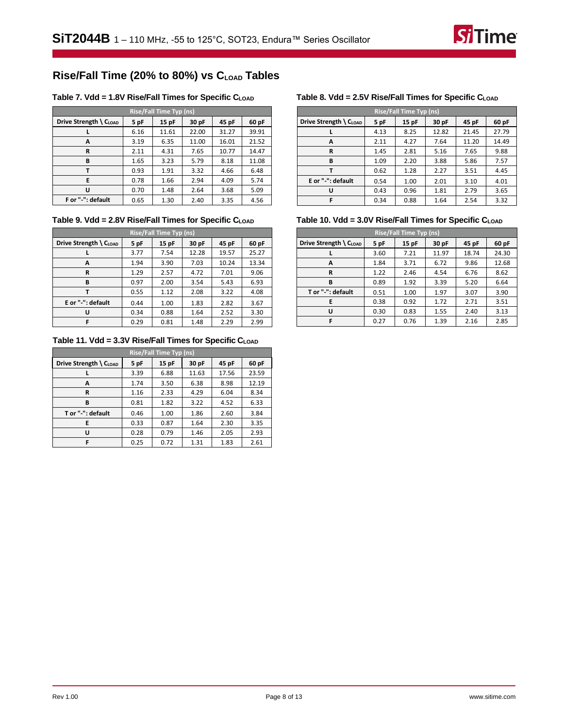## Rise/Fall Time (20% to 80%) vs $C_{LOAD}$ Tables

### Table 7. Vdd = 1.8V Rise/Fall Times for Specific $C_{LOAD}$

| Rise/Fall Time Typ (ns) | | | | | |
|---|---|---|---|---|---|
| Drive Strength \ $C_{LOAD}$ | 5 pF | 15 pF | 30 pF | 45 pF | 60 pF |
| L | 6.16 | 11.61 | 22.00 | 31.27 | 39.91 |
| A | 3.19 | 6.35 | 11.00 | 16.01 | 21.52 |
| R | 2.11 | 4.31 | 7.65 | 10.77 | 14.47 |
| B | 1.65 | 3.23 | 5.79 | 8.18 | 11.08 |
| T | 0.93 | 1.91 | 3.32 | 4.66 | 6.48 |
| E | 0.78 | 1.66 | 2.94 | 4.09 | 5.74 |
| U | 0.70 | 1.48 | 2.64 | 3.68 | 5.09 |
| F or "-": default | 0.65 | 1.30 | 2.40 | 3.35 | 4.56 |

### Table 8. Vdd = 2.5V Rise/Fall Times for Specific $C_{LOAD}$

| Rise/Fall Time Typ (ns) | | | | | |
|---|---|---|---|---|---|
| Drive Strength \ $C_{LOAD}$ | 5 pF | 15 pF | 30 pF | 45 pF | 60 pF |
| L | 4.13 | 8.25 | 12.82 | 21.45 | 27.79 |
| A | 2.11 | 4.27 | 7.64 | 11.20 | 14.49 |
| R | 1.45 | 2.81 | 5.16 | 7.65 | 9.88 |
| B | 1.09 | 2.20 | 3.88 | 5.86 | 7.57 |
| T | 0.62 | 1.28 | 2.27 | 3.51 | 4.45 |
| E or "-": default | 0.54 | 1.00 | 2.01 | 3.10 | 4.01 |
| U | 0.43 | 0.96 | 1.81 | 2.79 | 3.65 |
| F | 0.34 | 0.88 | 1.64 | 2.54 | 3.32 |

### Table 9. Vdd = 2.8V Rise/Fall Times for Specific $C_{LOAD}$

| Rise/Fall Time Typ (ns) | | | | | |
|---|---|---|---|---|---|
| Drive Strength \ $C_{LOAD}$ | 5 pF | 15 pF | 30 pF | 45 pF | 60 pF |
| L | 3.77 | 7.54 | 12.28 | 19.57 | 25.27 |
| A | 1.94 | 3.90 | 7.03 | 10.24 | 13.34 |
| R | 1.29 | 2.57 | 4.72 | 7.01 | 9.06 |
| B | 0.97 | 2.00 | 3.54 | 5.43 | 6.93 |
| T | 0.55 | 1.12 | 2.08 | 3.22 | 4.08 |
| E or "-": default | 0.44 | 1.00 | 1.83 | 2.82 | 3.67 |
| U | 0.34 | 0.88 | 1.64 | 2.52 | 3.30 |
| F | 0.29 | 0.81 | 1.48 | 2.29 | 2.99 |

### Table 10. Vdd = 3.0V Rise/Fall Times for Specific $C_{LOAD}$

| Rise/Fall Time Typ (ns) | | | | | |
|---|---|---|---|---|---|
| Drive Strength \ $C_{LOAD}$ | 5 pF | 15 pF | 30 pF | 45 pF | 60 pF |
| L | 3.60 | 7.21 | 11.97 | 18.74 | 24.30 |
| A | 1.84 | 3.71 | 6.72 | 9.86 | 12.68 |
| R | 1.22 | 2.46 | 4.54 | 6.76 | 8.62 |
| B | 0.89 | 1.92 | 3.39 | 5.20 | 6.64 |
| T or "-": default | 0.51 | 1.00 | 1.97 | 3.07 | 3.90 |
| E | 0.38 | 0.92 | 1.72 | 2.71 | 3.51 |
| U | 0.30 | 0.83 | 1.55 | 2.40 | 3.13 |
| F | 0.27 | 0.76 | 1.39 | 2.16 | 2.85 |

### Table 11. Vdd = 3.3V Rise/Fall Times for Specific $C_{LOAD}$

| Rise/Fall Time Typ (ns) | | | | | |
|---|---|---|---|---|---|
| Drive Strength \ $C_{LOAD}$ | 5 pF | 15 pF | 30 pF | 45 pF | 60 pF |
| L | 3.39 | 6.88 | 11.63 | 17.56 | 23.59 |
| A | 1.74 | 3.50 | 6.38 | 8.98 | 12.19 |
| R | 1.16 | 2.33 | 4.29 | 6.04 | 8.34 |
| B | 0.81 | 1.82 | 3.22 | 4.52 | 6.33 |
| T or "-": default | 0.46 | 1.00 | 1.86 | 2.60 | 3.84 |
| E | 0.33 | 0.87 | 1.64 | 2.30 | 3.35 |
| U | 0.28 | 0.79 | 1.46 | 2.05 | 2.93 |
| F | 0.25 | 0.72 | 1.31 | 1.83 | 2.61 |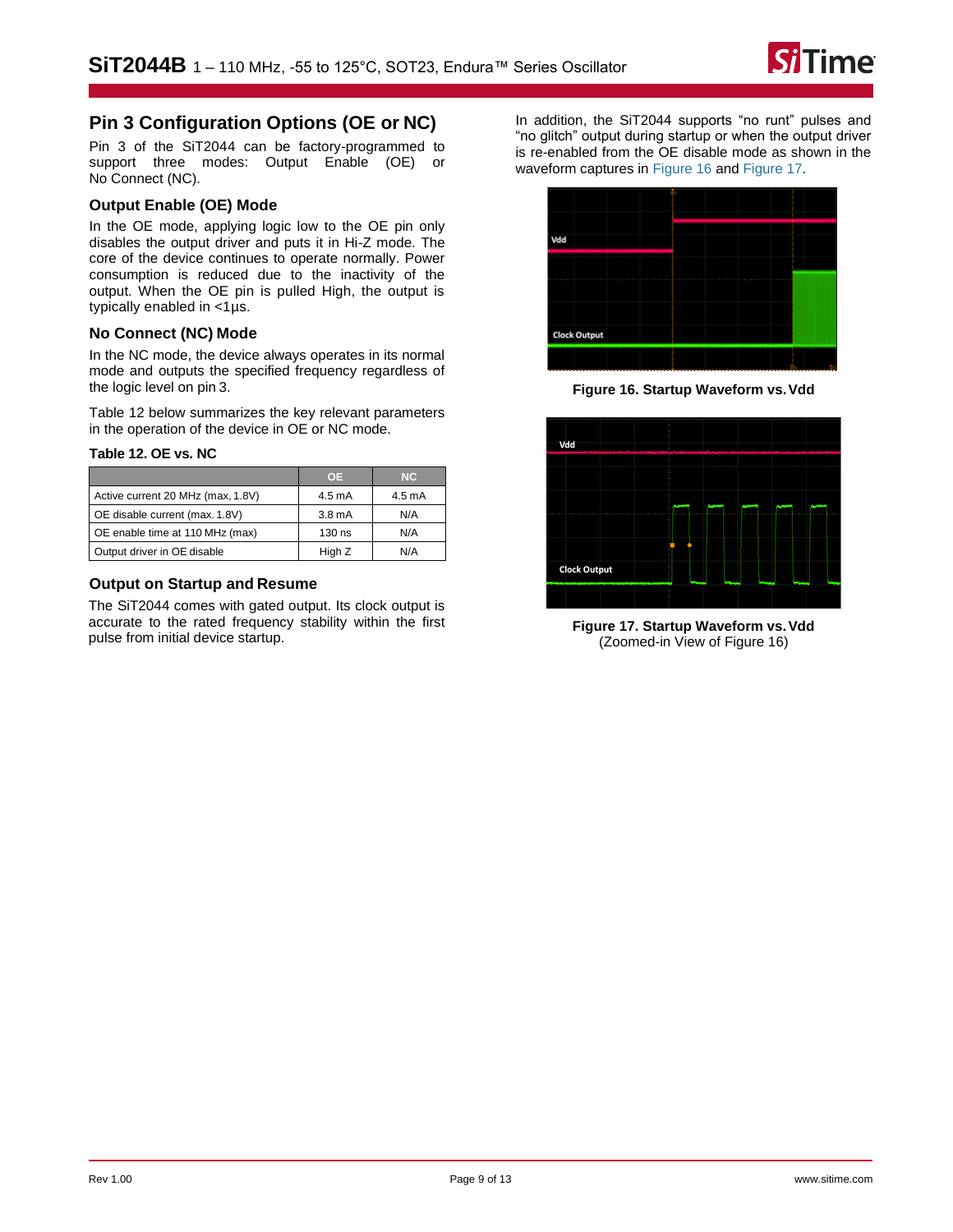## Pin 3 Configuration Options (OE or NC)

Pin 3 of the SiT2044 can be factory-programmed to support three modes: Output Enable (OE) or No Connect (NC).

### Output Enable (OE) Mode

In the OE mode, applying logic low to the OE pin only disables the output driver and puts it in Hi-Z mode. The core of the device continues to operate normally. Power consumption is reduced due to the inactivity of the output. When the OE pin is pulled High, the output is typically enabled in <1µs.

### No Connect (NC) Mode

In the NC mode, the device always operates in its normal mode and outputs the specified frequency regardless of the logic level on pin 3.

Table 12 below summarizes the key relevant parameters in the operation of the device in OE or NC mode.

**Table 12. OE vs. NC**

| | OE | NC |
|---|---|---|
| Active current 20 MHz (max, 1.8V) | 4.5 mA | 4.5 mA |
| OE disable current (max. 1.8V) | 3.8 mA | N/A |
| OE enable time at 110 MHz (max) | 130 ns | N/A |
| Output driver in OE disable | High Z | N/A |

### Output on Startup and Resume

The SiT2044 comes with gated output. Its clock output is accurate to the rated frequency stability within the first pulse from initial device startup.

In addition, the SiT2044 supports "no runt" pulses and "no glitch" output during startup or when the output driver is re-enabled from the OE disable mode as shown in the waveform captures in Figure 16 and Figure 17.

**Figure 16. Startup Waveform vs. Vdd**

**Figure 17. Startup Waveform vs. Vdd**
(Zoomed-in View of Figure 16)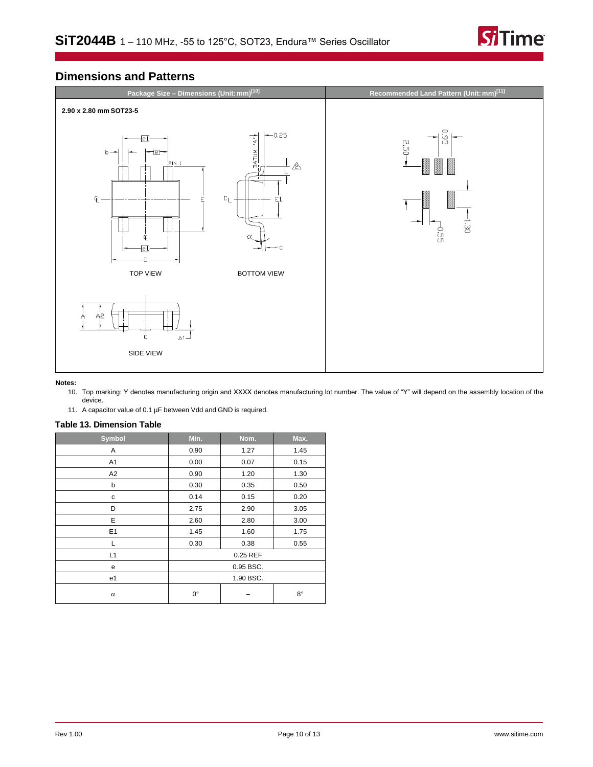## Dimensions and Patterns

| Package Size – Dimensions (Unit: mm)[10] | Recommended Land Pattern (Unit: mm)[11] |
|---|---|
| **2.90 x 2.80 mm SOT23-5** | |

TOP VIEW

BOTTOM VIEW

SIDE VIEW

**Notes:**

10. Top marking: Y denotes manufacturing origin and XXXX denotes manufacturing lot number. The value of "Y" will depend on the assembly location of the device.
11. A capacitor value of 0.1 µF between Vdd and GND is required.

### Table 13. Dimension Table

| Symbol | Min. | Nom. | Max. |
|---|---|---|---|
| A | 0.90 | 1.27 | 1.45 |
| A1 | 0.00 | 0.07 | 0.15 |
| A2 | 0.90 | 1.20 | 1.30 |
| b | 0.30 | 0.35 | 0.50 |
| c | 0.14 | 0.15 | 0.20 |
| D | 2.75 | 2.90 | 3.05 |
| E | 2.60 | 2.80 | 3.00 |
| E1 | 1.45 | 1.60 | 1.75 |
| L | 0.30 | 0.38 | 0.55 |
| L1 | 0.25 REF | | |
| e | 0.95 BSC. | | |
| e1 | 1.90 BSC. | | |
| α | 0° | – | 8° |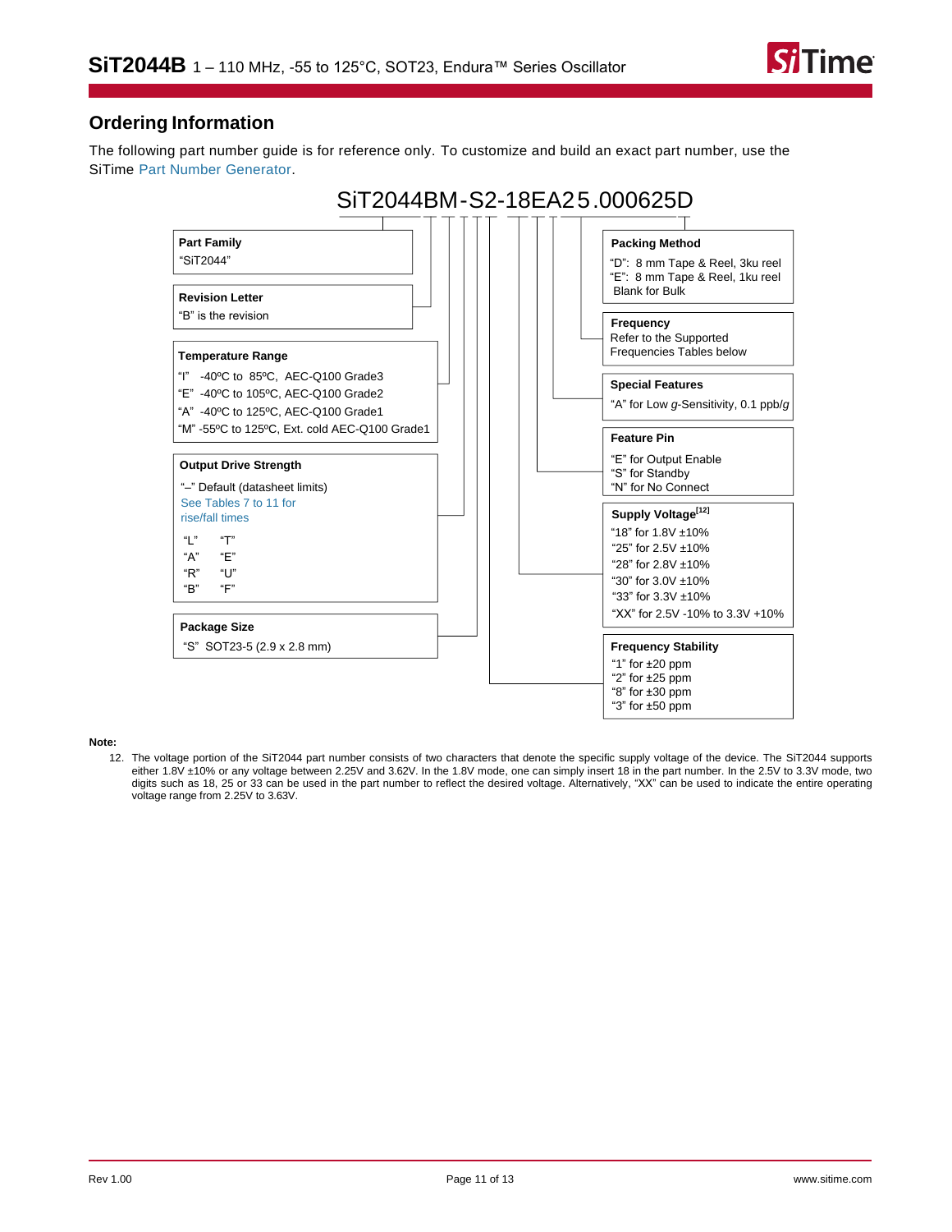## Ordering Information

The following part number guide is for reference only. To customize and build an exact part number, use the SiTime Part Number Generator.

**SiT2044BM-S2-18EA25.000625D**

**Part Family**
"SiT2044"

**Revision Letter**
"B" is the revision

**Temperature Range**
- "I" -40ºC to 85ºC, AEC-Q100 Grade3
- "E" -40ºC to 105ºC, AEC-Q100 Grade2
- "A" -40ºC to 125ºC, AEC-Q100 Grade1
- "M" -55ºC to 125ºC, Ext. cold AEC-Q100 Grade1

**Output Drive Strength**
"–" Default (datasheet limits)
See Tables 7 to 11 for rise/fall times

| | |
|---|---|
| "L" | "T" |
| "A" | "E" |
| "R" | "U" |
| "B" | "F" |

**Package Size**
"S" SOT23-5 (2.9 x 2.8 mm)

**Packing Method**
- "D": 8 mm Tape & Reel, 3ku reel
- "E": 8 mm Tape & Reel, 1ku reel
- Blank for Bulk

**Frequency**
Refer to the Supported Frequencies Tables below

**Special Features**
"A" for Low *g*-Sensitivity, 0.1 ppb/*g*

**Feature Pin**
- "E" for Output Enable
- "S" for Standby
- "N" for No Connect

**Supply Voltage**[12]
- "18" for 1.8V ±10%
- "25" for 2.5V ±10%
- "28" for 2.8V ±10%
- "30" for 3.0V ±10%
- "33" for 3.3V ±10%
- "XX" for 2.5V -10% to 3.3V +10%

**Frequency Stability**
- "1" for ±20 ppm
- "2" for ±25 ppm
- "8" for ±30 ppm
- "3" for ±50 ppm

**Note:**

12. The voltage portion of the SiT2044 part number consists of two characters that denote the specific supply voltage of the device. The SiT2044 supports either 1.8V ±10% or any voltage between 2.25V and 3.62V. In the 1.8V mode, one can simply insert 18 in the part number. In the 2.5V to 3.3V mode, two digits such as 18, 25 or 33 can be used in the part number to reflect the desired voltage. Alternatively, "XX" can be used to indicate the entire operating voltage range from 2.25V to 3.63V.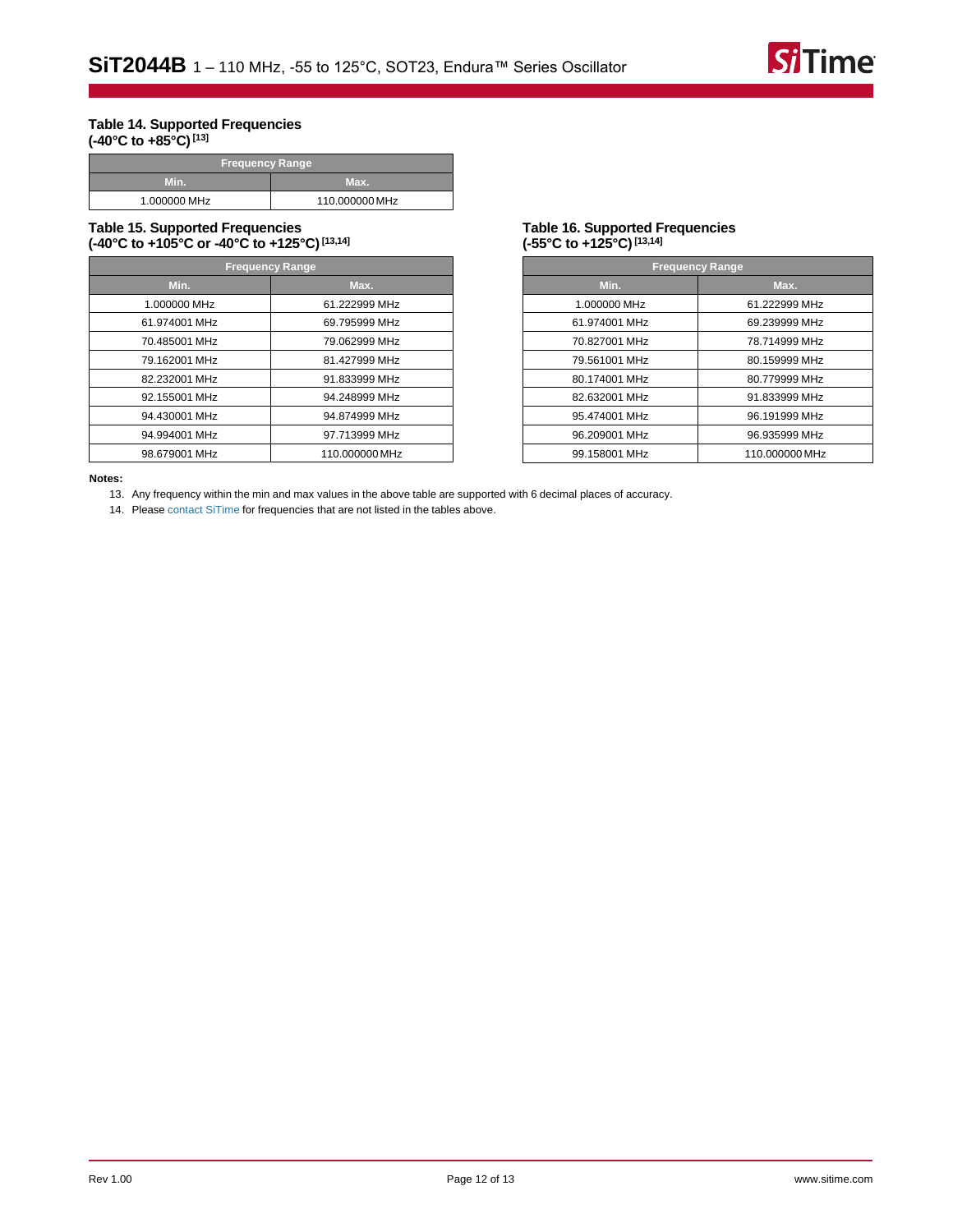### Table 14. Supported Frequencies (-40°C to +85°C) [13]

| Frequency Range | |
|---|---|
| **Min.** | **Max.** |
| 1.000000 MHz | 110.000000 MHz |

### Table 15. Supported Frequencies (-40°C to +105°C or -40°C to +125°C) [13,14]

| Frequency Range | |
|---|---|
| **Min.** | **Max.** |
| 1.000000 MHz | 61.222999 MHz |
| 61.974001 MHz | 69.795999 MHz |
| 70.485001 MHz | 79.062999 MHz |
| 79.162001 MHz | 81.427999 MHz |
| 82.232001 MHz | 91.833999 MHz |
| 92.155001 MHz | 94.248999 MHz |
| 94.430001 MHz | 94.874999 MHz |
| 94.994001 MHz | 97.713999 MHz |
| 98.679001 MHz | 110.000000 MHz |

### Table 16. Supported Frequencies (-55°C to +125°C) [13,14]

| Frequency Range | |
|---|---|
| **Min.** | **Max.** |
| 1.000000 MHz | 61.222999 MHz |
| 61.974001 MHz | 69.239999 MHz |
| 70.827001 MHz | 78.714999 MHz |
| 79.561001 MHz | 80.159999 MHz |
| 80.174001 MHz | 80.779999 MHz |
| 82.632001 MHz | 91.833999 MHz |
| 95.474001 MHz | 96.191999 MHz |
| 96.209001 MHz | 96.935999 MHz |
| 99.158001 MHz | 110.000000 MHz |

**Notes:**

13. Any frequency within the min and max values in the above table are supported with 6 decimal places of accuracy.
14. Please contact SiTime for frequencies that are not listed in the tables above.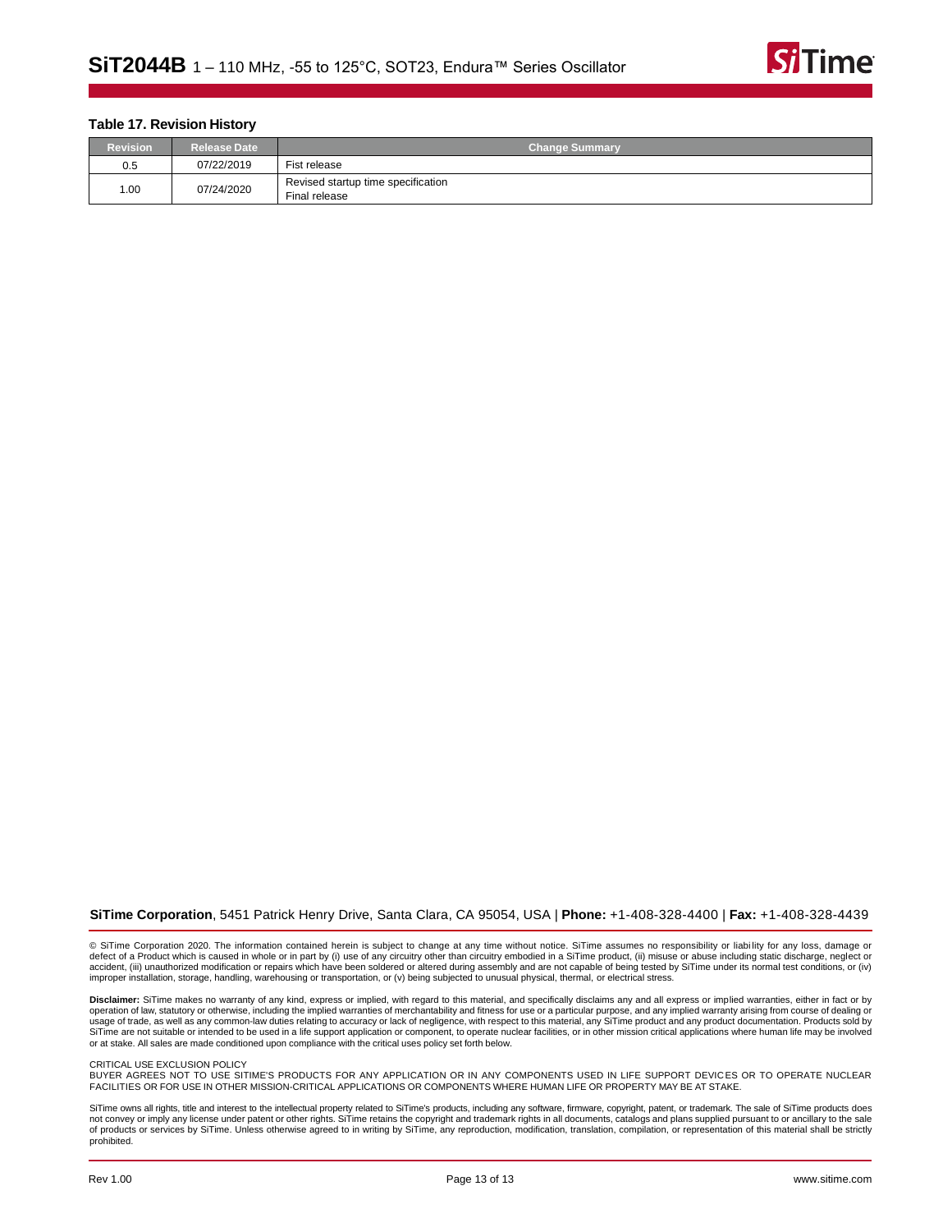**Table 17. Revision History**

| Revision | Release Date | Change Summary |
|---|---|---|
| 0.5 | 07/22/2019 | Fist release |
| 1.00 | 07/24/2020 | Revised startup time specification<br>Final release |

**SiTime Corporation**, 5451 Patrick Henry Drive, Santa Clara, CA 95054, USA | **Phone:** +1-408-328-4400 | **Fax:** +1-408-328-4439

© SiTime Corporation 2020. The information contained herein is subject to change at any time without notice. SiTime assumes no responsibility or liability for any loss, damage or defect of a Product which is caused in whole or in part by (i) use of any circuitry other than circuitry embodied in a SiTime product, (ii) misuse or abuse including static discharge, neglect or accident, (iii) unauthorized modification or repairs which have been soldered or altered during assembly and are not capable of being tested by SiTime under its normal test conditions, or (iv) improper installation, storage, handling, warehousing or transportation, or (v) being subjected to unusual physical, thermal, or electrical stress.

**Disclaimer:** SiTime makes no warranty of any kind, express or implied, with regard to this material, and specifically disclaims any and all express or implied warranties, either in fact or by operation of law, statutory or otherwise, including the implied warranties of merchantability and fitness for use or a particular purpose, and any implied warranty arising from course of dealing or usage of trade, as well as any common-law duties relating to accuracy or lack of negligence, with respect to this material, any SiTime product and any product documentation. Products sold by SiTime are not suitable or intended to be used in a life support application or component, to operate nuclear facilities, or in other mission critical applications where human life may be involved or at stake. All sales are made conditioned upon compliance with the critical uses policy set forth below.

CRITICAL USE EXCLUSION POLICY
BUYER AGREES NOT TO USE SITIME'S PRODUCTS FOR ANY APPLICATION OR IN ANY COMPONENTS USED IN LIFE SUPPORT DEVICES OR TO OPERATE NUCLEAR FACILITIES OR FOR USE IN OTHER MISSION-CRITICAL APPLICATIONS OR COMPONENTS WHERE HUMAN LIFE OR PROPERTY MAY BE AT STAKE.

SiTime owns all rights, title and interest to the intellectual property related to SiTime's products, including any software, firmware, copyright, patent, or trademark. The sale of SiTime products does not convey or imply any license under patent or other rights. SiTime retains the copyright and trademark rights in all documents, catalogs and plans supplied pursuant to or ancillary to the sale of products or services by SiTime. Unless otherwise agreed to in writing by SiTime, any reproduction, modification, translation, compilation, or representation of this material shall be strictly prohibited.